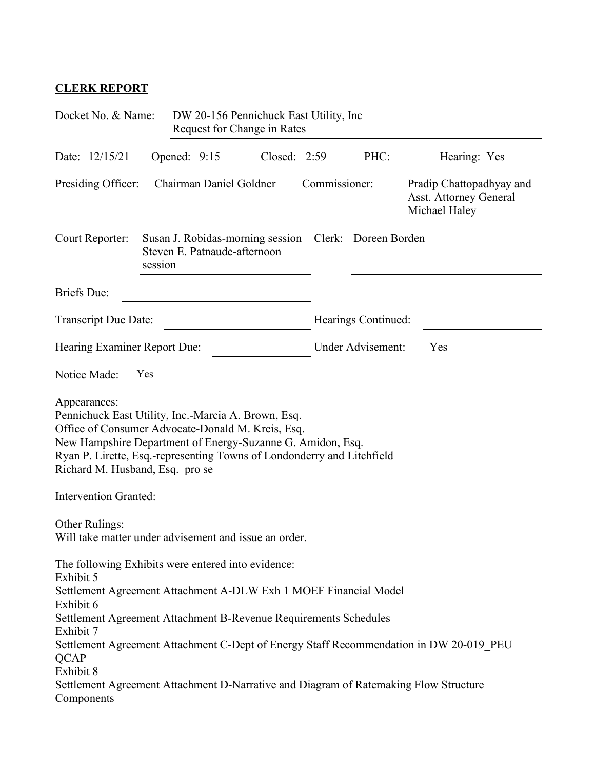**CLERK REPORT**

Docket No. & Name: DW 20-156 Pennichuck East Utility, Inc Request for Change in Rates

Date: 12/15/21 Opened: 9:15 Closed: 2:59 PHC: Hearing: Yes

Presiding Officer: Chairman Daniel Goldner Commissioner: Pradip Chattopadhyay and Asst. Attorney General Michael Haley

Court Reporter: Susan J. Robidas-morning session Steven E. Patnaude-afternoon session Clerk: Doreen Borden

Briefs Due:

Transcript Due Date: Hearings Continued:

Hearing Examiner Report Due: Under Advisement: Yes

Notice Made: Yes

Appearances:
Pennichuck East Utility, Inc.-Marcia A. Brown, Esq.
Office of Consumer Advocate-Donald M. Kreis, Esq.
New Hampshire Department of Energy-Suzanne G. Amidon, Esq.
Ryan P. Lirette, Esq.-representing Towns of Londonderry and Litchfield
Richard M. Husband, Esq. pro se

Intervention Granted:

Other Rulings:
Will take matter under advisement and issue an order.

The following Exhibits were entered into evidence:

Exhibit 5
Settlement Agreement Attachment A-DLW Exh 1 MOEF Financial Model

Exhibit 6
Settlement Agreement Attachment B-Revenue Requirements Schedules

Exhibit 7
Settlement Agreement Attachment C-Dept of Energy Staff Recommendation in DW 20-019_PEU QCAP

Exhibit 8
Settlement Agreement Attachment D-Narrative and Diagram of Ratemaking Flow Structure Components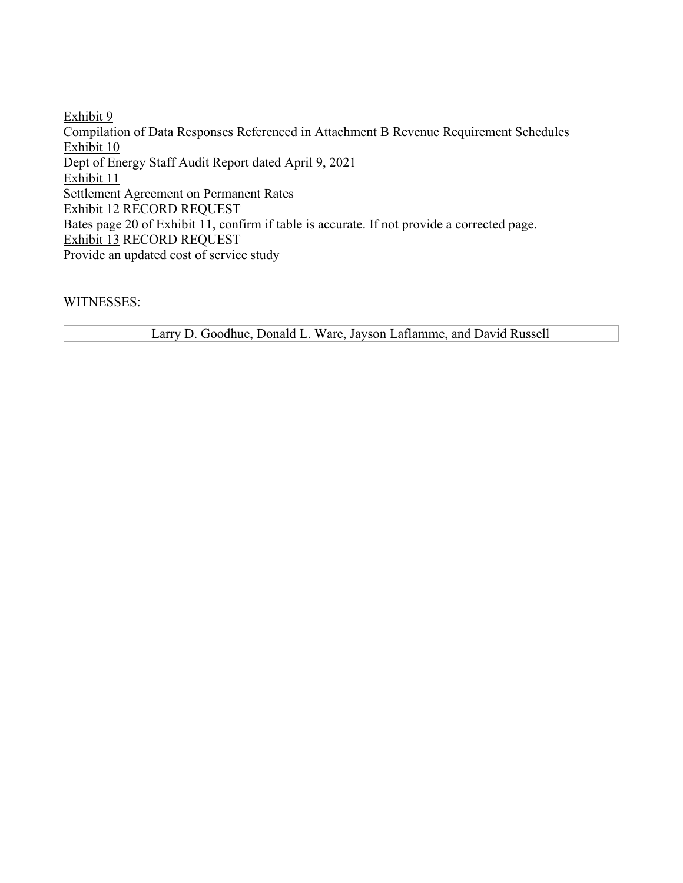Exhibit 9

Compilation of Data Responses Referenced in Attachment B Revenue Requirement Schedules

Exhibit 10

Dept of Energy Staff Audit Report dated April 9, 2021

Exhibit 11

Settlement Agreement on Permanent Rates

Exhibit 12 RECORD REQUEST

Bates page 20 of Exhibit 11, confirm if table is accurate. If not provide a corrected page.

Exhibit 13 RECORD REQUEST

Provide an updated cost of service study

WITNESSES:

| |
|---|
| Larry D. Goodhue, Donald L. Ware, Jayson Laflamme, and David Russell |